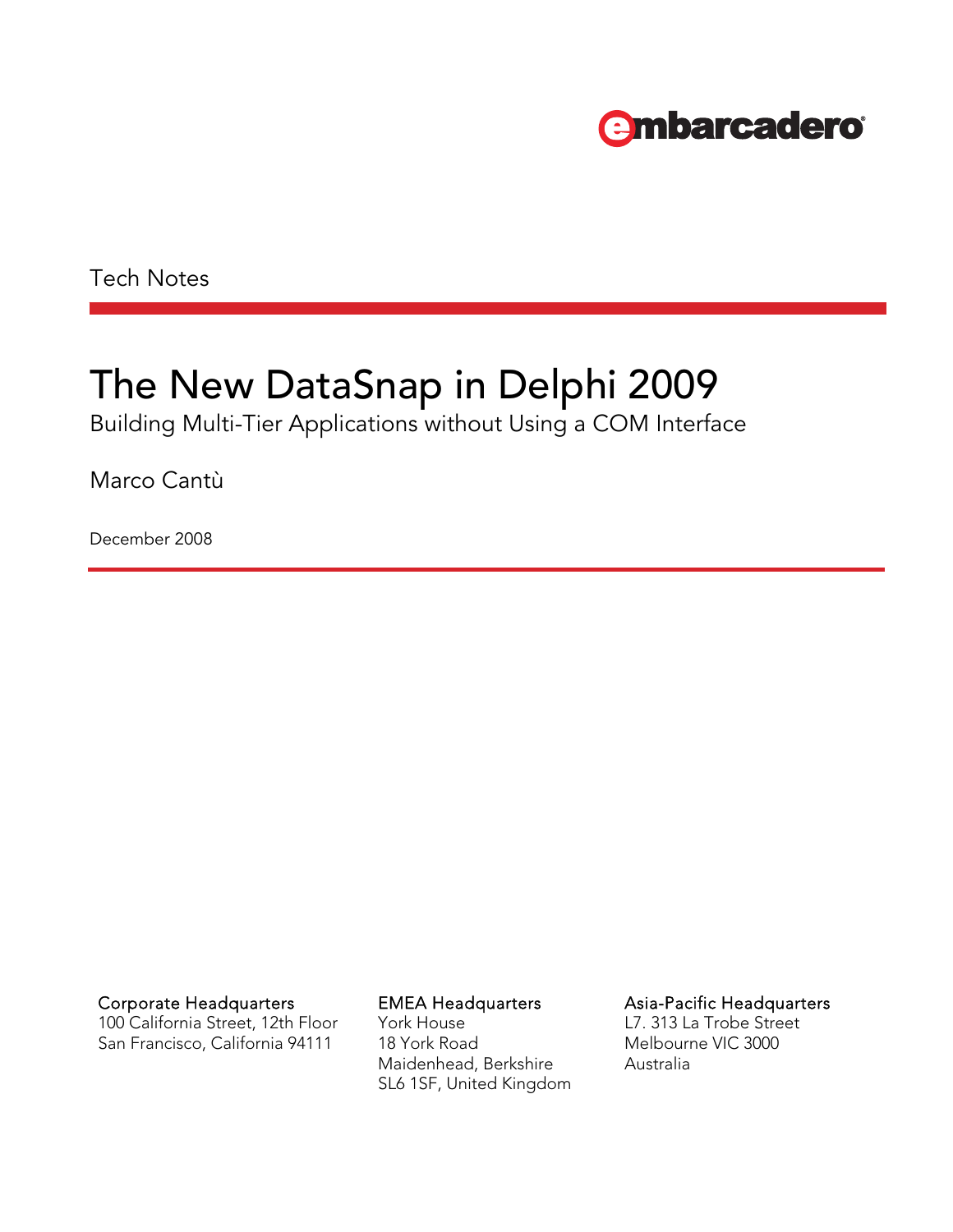embarcadero

Tech Notes

# The New DataSnap in Delphi 2009

Building Multi-Tier Applications without Using a COM Interface

Marco Cantù

December 2008

Corporate Headquarters
100 California Street, 12th Floor
San Francisco, California 94111

EMEA Headquarters
York House
18 York Road
Maidenhead, Berkshire
SL6 1SF, United Kingdom

Asia-Pacific Headquarters
L7. 313 La Trobe Street
Melbourne VIC 3000
Australia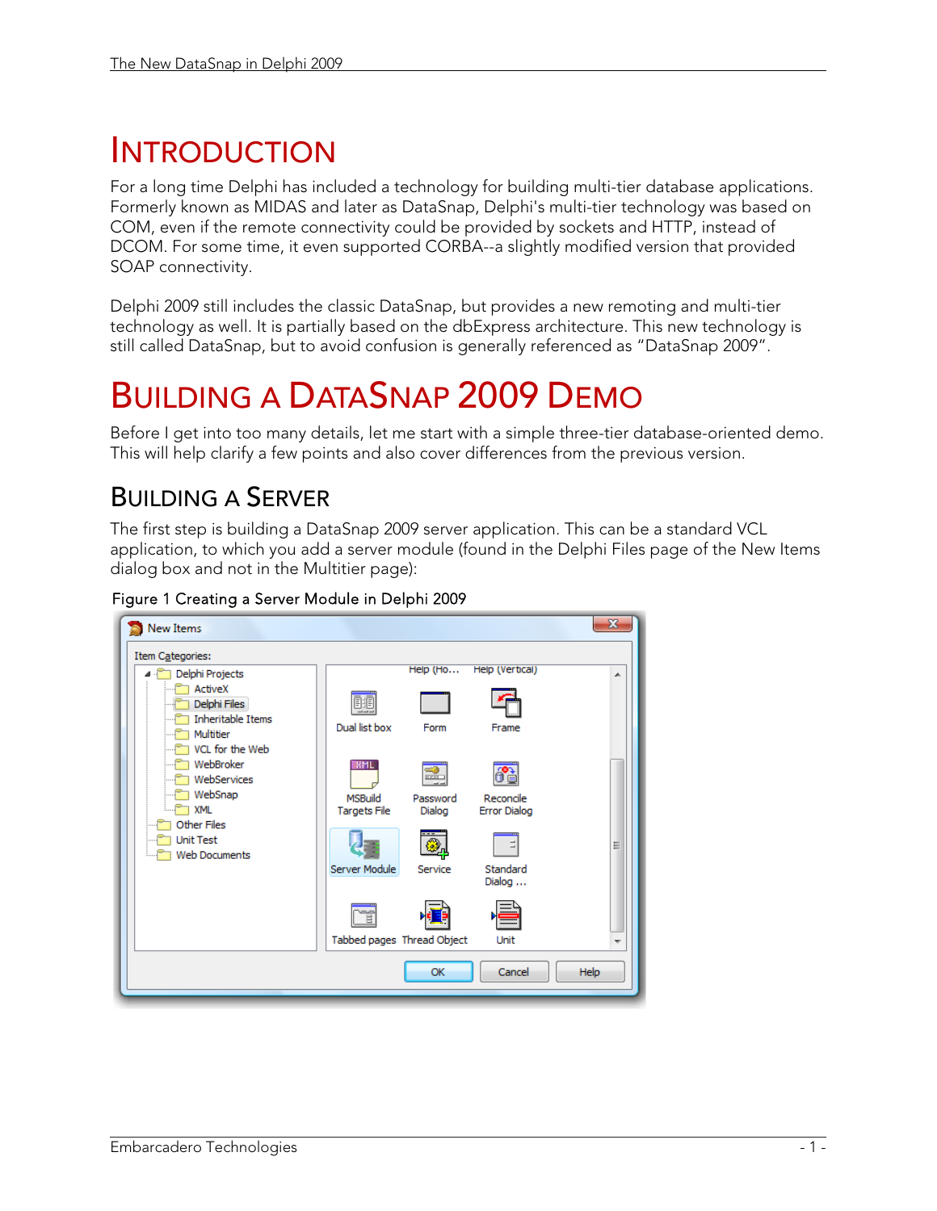# Introduction

For a long time Delphi has included a technology for building multi-tier database applications. Formerly known as MIDAS and later as DataSnap, Delphi's multi-tier technology was based on COM, even if the remote connectivity could be provided by sockets and HTTP, instead of DCOM. For some time, it even supported CORBA--a slightly modified version that provided SOAP connectivity.

Delphi 2009 still includes the classic DataSnap, but provides a new remoting and multi-tier technology as well. It is partially based on the dbExpress architecture. This new technology is still called DataSnap, but to avoid confusion is generally referenced as "DataSnap 2009".

# Building a DataSnap 2009 Demo

Before I get into too many details, let me start with a simple three-tier database-oriented demo. This will help clarify a few points and also cover differences from the previous version.

## Building a Server

The first step is building a DataSnap 2009 server application. This can be a standard VCL application, to which you add a server module (found in the Delphi Files page of the New Items dialog box and not in the Multitier page):

Figure 1 Creating a Server Module in Delphi 2009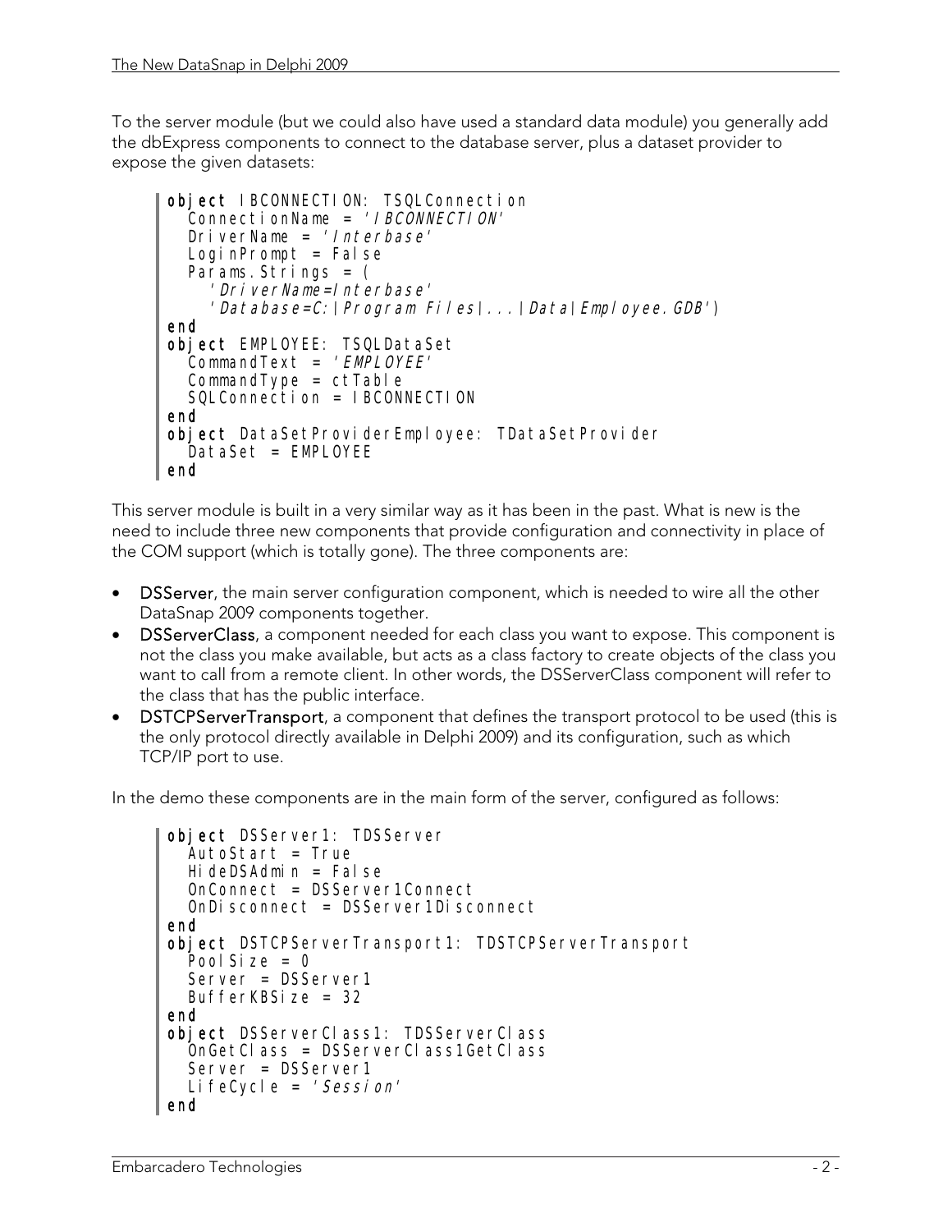To the server module (but we could also have used a standard data module) you generally add the dbExpress components to connect to the database server, plus a dataset provider to expose the given datasets:

```
object IBCONNECTION: TSQLConnection
  ConnectionName = 'IBCONNECTION'
  DriverName = 'Interbase'
  LoginPrompt = False
  Params.Strings = (
    'DriverName=Interbase'
    'Database=C:\Program Files\...\Data\Employee.GDB')
end
object EMPLOYEE: TSQLDataSet
  CommandText = 'EMPLOYEE'
  CommandType = ctTable
  SQLConnection = IBCONNECTION
end
object DataSetProviderEmployee: TDataSetProvider
  DataSet = EMPLOYEE
end
```

This server module is built in a very similar way as it has been in the past. What is new is the need to include three new components that provide configuration and connectivity in place of the COM support (which is totally gone). The three components are:

- **DSServer**, the main server configuration component, which is needed to wire all the other DataSnap 2009 components together.
- **DSServerClass**, a component needed for each class you want to expose. This component is not the class you make available, but acts as a class factory to create objects of the class you want to call from a remote client. In other words, the DSServerClass component will refer to the class that has the public interface.
- **DSTCPServerTransport**, a component that defines the transport protocol to be used (this is the only protocol directly available in Delphi 2009) and its configuration, such as which TCP/IP port to use.

In the demo these components are in the main form of the server, configured as follows:

```
object DSServer1: TDSServer
  AutoStart = True
  HideDSAdmin = False
  OnConnect = DSServer1Connect
  OnDisconnect = DSServer1Disconnect
end
object DSTCPServerTransport1: TDSTCPServerTransport
  PoolSize = 0
  Server = DSServer1
  BufferKBSize = 32
end
object DSServerClass1: TDSServerClass
  OnGetClass = DSServerClass1GetClass
  Server = DSServer1
  LifeCycle = 'Session'
end
```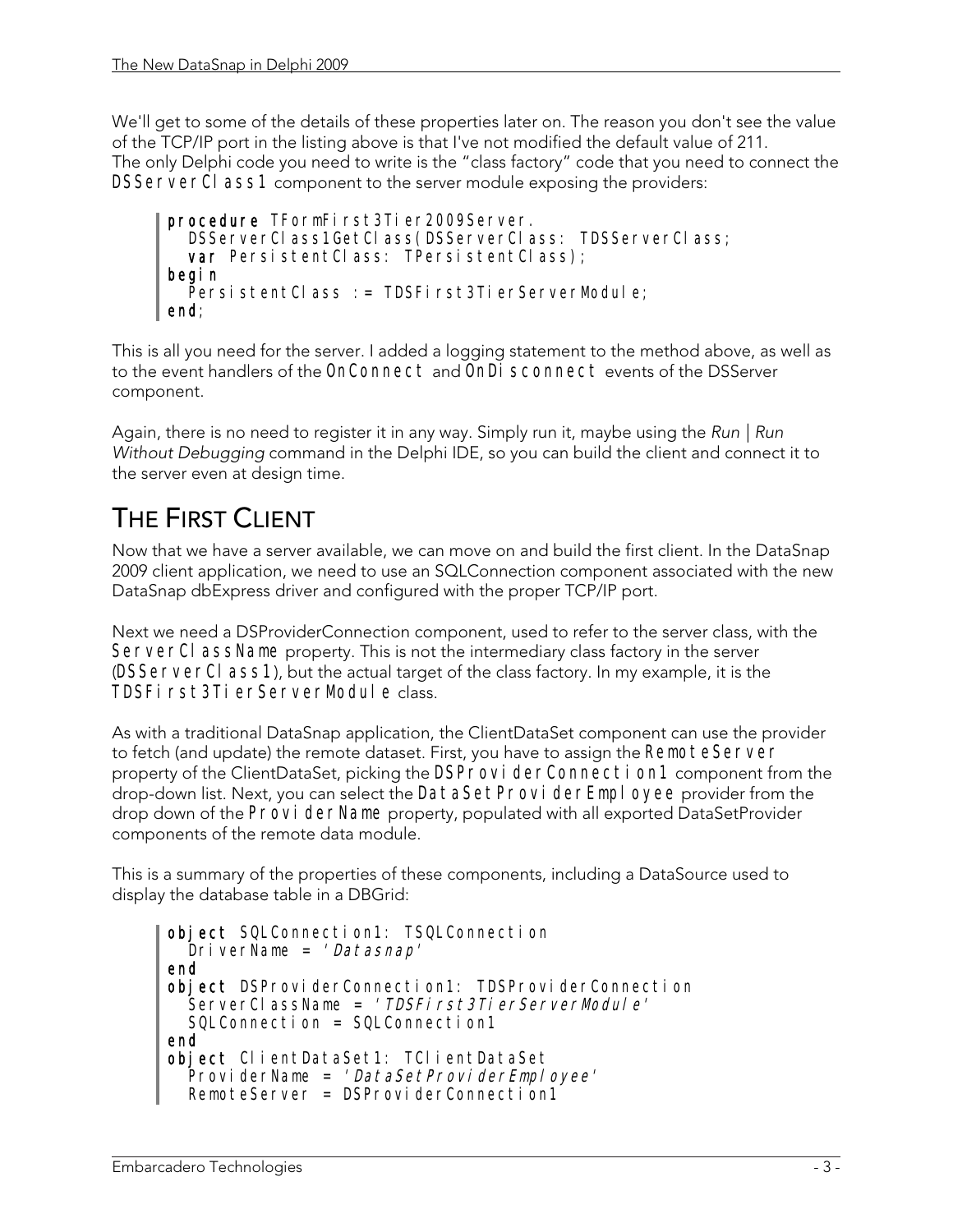We'll get to some of the details of these properties later on. The reason you don't see the value of the TCP/IP port in the listing above is that I've not modified the default value of 211.
The only Delphi code you need to write is the "class factory" code that you need to connect the `DSServerClass1` component to the server module exposing the providers:

```
procedure TFormFirst3Tier2009Server.
  DSServerClass1GetClass(DSServerClass: TDSServerClass;
  var PersistentClass: TPersistentClass);
begin
  PersistentClass := TDSFirst3TierServerModule;
end;
```

This is all you need for the server. I added a logging statement to the method above, as well as to the event handlers of the `OnConnect` and `OnDisconnect` events of the DSServer component.

Again, there is no need to register it in any way. Simply run it, maybe using the *Run | Run Without Debugging* command in the Delphi IDE, so you can build the client and connect it to the server even at design time.

# The First Client

Now that we have a server available, we can move on and build the first client. In the DataSnap 2009 client application, we need to use an SQLConnection component associated with the new DataSnap dbExpress driver and configured with the proper TCP/IP port.

Next we need a DSProviderConnection component, used to refer to the server class, with the `ServerClassName` property. This is not the intermediary class factory in the server (`DSServerClass1`), but the actual target of the class factory. In my example, it is the `TDSFirst3TierServerModule` class.

As with a traditional DataSnap application, the ClientDataSet component can use the provider to fetch (and update) the remote dataset. First, you have to assign the `RemoteServer` property of the ClientDataSet, picking the `DSProviderConnection1` component from the drop-down list. Next, you can select the `DataSetProviderEmployee` provider from the drop down of the `ProviderName` property, populated with all exported DataSetProvider components of the remote data module.

This is a summary of the properties of these components, including a DataSource used to display the database table in a DBGrid:

```
object SQLConnection1: TSQLConnection
  DriverName = 'Datasnap'
end
object DSProviderConnection1: TDSProviderConnection
  ServerClassName = 'TDSFirst3TierServerModule'
  SQLConnection = SQLConnection1
end
object ClientDataSet1: TClientDataSet
  ProviderName = 'DataSetProviderEmployee'
  RemoteServer = DSProviderConnection1
```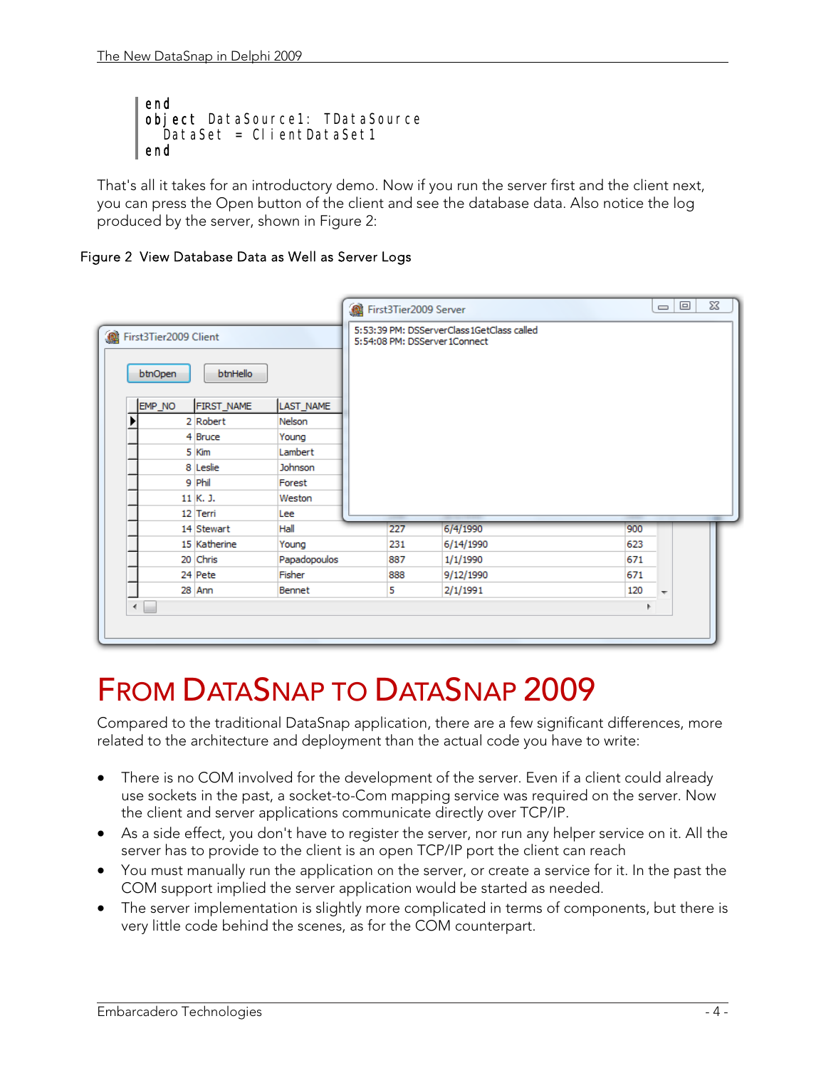```
end
object DataSource1: TDataSource
  DataSet = ClientDataSet1
end
```

That's all it takes for an introductory demo. Now if you run the server first and the client next, you can press the Open button of the client and see the database data. Also notice the log produced by the server, shown in Figure 2:

Figure 2 View Database Data as Well as Server Logs

# FROM DATASNAP TO DATASNAP 2009

Compared to the traditional DataSnap application, there are a few significant differences, more related to the architecture and deployment than the actual code you have to write:

- There is no COM involved for the development of the server. Even if a client could already use sockets in the past, a socket-to-Com mapping service was required on the server. Now the client and server applications communicate directly over TCP/IP.
- As a side effect, you don't have to register the server, nor run any helper service on it. All the server has to provide to the client is an open TCP/IP port the client can reach
- You must manually run the application on the server, or create a service for it. In the past the COM support implied the server application would be started as needed.
- The server implementation is slightly more complicated in terms of components, but there is very little code behind the scenes, as for the COM counterpart.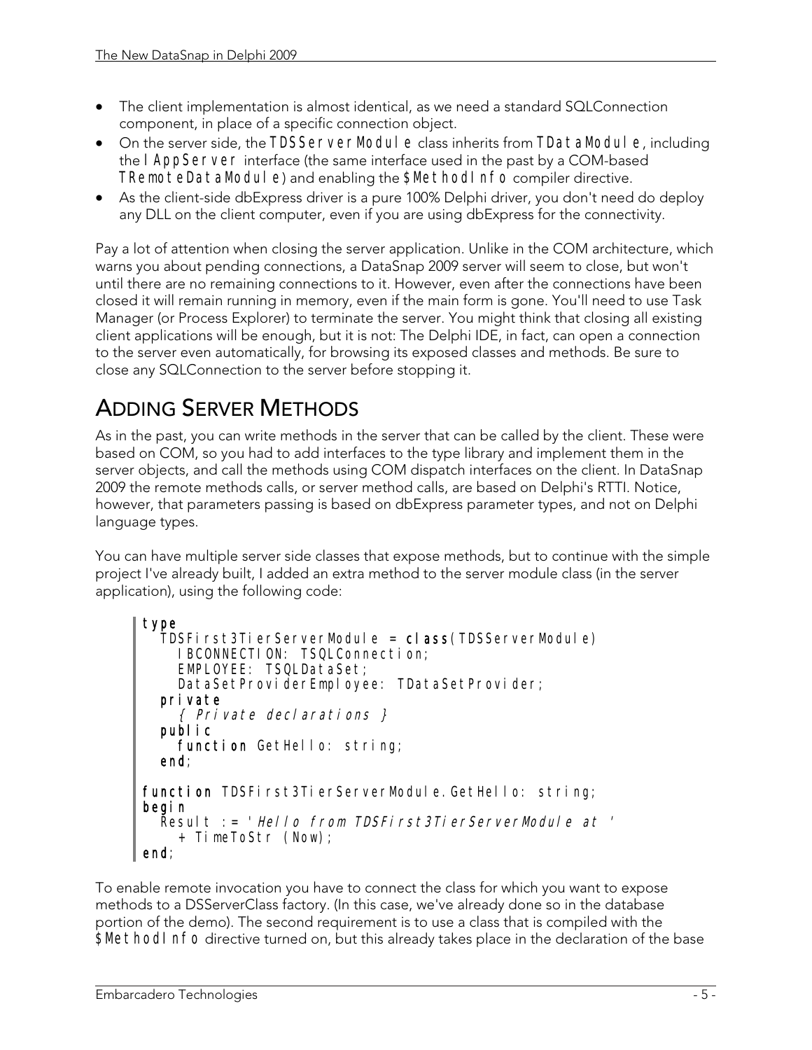- The client implementation is almost identical, as we need a standard SQLConnection component, in place of a specific connection object.
- On the server side, the `TDSServerModule` class inherits from `TDataModule`, including the `IAppServer` interface (the same interface used in the past by a COM-based `TRemoteDataModule`) and enabling the `$MethodInfo` compiler directive.
- As the client-side dbExpress driver is a pure 100% Delphi driver, you don't need do deploy any DLL on the client computer, even if you are using dbExpress for the connectivity.

Pay a lot of attention when closing the server application. Unlike in the COM architecture, which warns you about pending connections, a DataSnap 2009 server will seem to close, but won't until there are no remaining connections to it. However, even after the connections have been closed it will remain running in memory, even if the main form is gone. You'll need to use Task Manager (or Process Explorer) to terminate the server. You might think that closing all existing client applications will be enough, but it is not: The Delphi IDE, in fact, can open a connection to the server even automatically, for browsing its exposed classes and methods. Be sure to close any SQLConnection to the server before stopping it.

# Adding Server Methods

As in the past, you can write methods in the server that can be called by the client. These were based on COM, so you had to add interfaces to the type library and implement them in the server objects, and call the methods using COM dispatch interfaces on the client. In DataSnap 2009 the remote methods calls, or server method calls, are based on Delphi's RTTI. Notice, however, that parameters passing is based on dbExpress parameter types, and not on Delphi language types.

You can have multiple server side classes that expose methods, but to continue with the simple project I've already built, I added an extra method to the server module class (in the server application), using the following code:

```
type
  TDSFirst3TierServerModule = class(TDSServerModule)
    IBCONNECTION: TSQLConnection;
    EMPLOYEE: TSQLDataSet;
    DataSetProviderEmployee: TDataSetProvider;
  private
    { Private declarations }
  public
    function GetHello: string;
  end;

function TDSFirst3TierServerModule.GetHello: string;
begin
  Result := 'Hello from TDSFirst3TierServerModule at '
    + TimeToStr (Now);
end;
```

To enable remote invocation you have to connect the class for which you want to expose methods to a DSServerClass factory. (In this case, we've already done so in the database portion of the demo). The second requirement is to use a class that is compiled with the `$MethodInfo` directive turned on, but this already takes place in the declaration of the base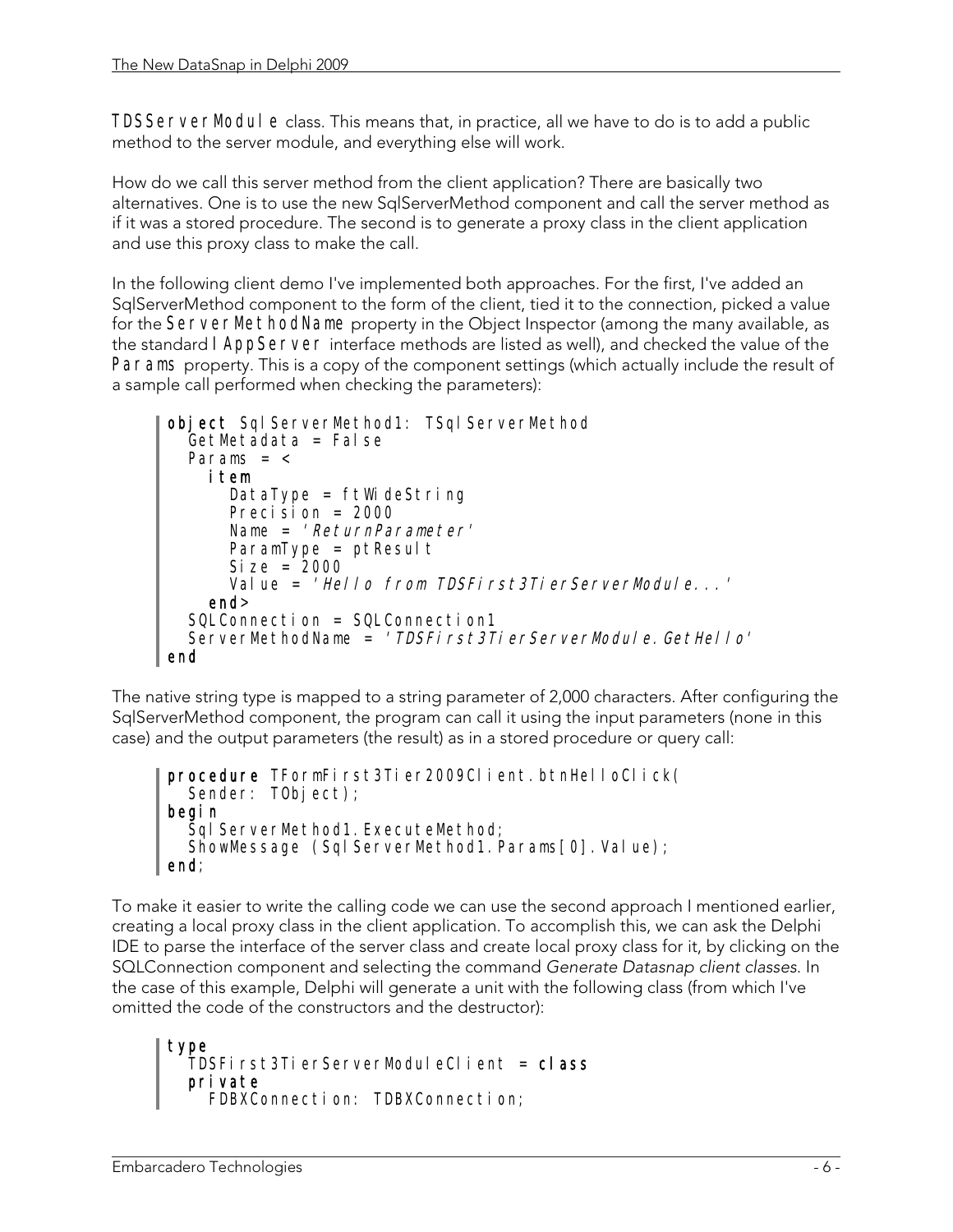TDSServerModule class. This means that, in practice, all we have to do is to add a public method to the server module, and everything else will work.

How do we call this server method from the client application? There are basically two alternatives. One is to use the new SqlServerMethod component and call the server method as if it was a stored procedure. The second is to generate a proxy class in the client application and use this proxy class to make the call.

In the following client demo I've implemented both approaches. For the first, I've added an SqlServerMethod component to the form of the client, tied it to the connection, picked a value for the ServerMethodName property in the Object Inspector (among the many available, as the standard IAppServer interface methods are listed as well), and checked the value of the Params property. This is a copy of the component settings (which actually include the result of a sample call performed when checking the parameters):

```
object SqlServerMethod1: TSqlServerMethod
  GetMetadata = False
  Params = <
    item
      DataType = ftWideString
      Precision = 2000
      Name = 'ReturnParameter'
      ParamType = ptResult
      Size = 2000
      Value = 'Hello from TDSFirst3TierServerModule...'
    end>
  SQLConnection = SQLConnection1
  ServerMethodName = 'TDSFirst3TierServerModule.GetHello'
end
```

The native string type is mapped to a string parameter of 2,000 characters. After configuring the SqlServerMethod component, the program can call it using the input parameters (none in this case) and the output parameters (the result) as in a stored procedure or query call:

```
procedure TFormFirst3Tier2009Client.btnHelloClick(
  Sender: TObject);
begin
  SqlServerMethod1.ExecuteMethod;
  ShowMessage (SqlServerMethod1.Params[0].Value);
end;
```

To make it easier to write the calling code we can use the second approach I mentioned earlier, creating a local proxy class in the client application. To accomplish this, we can ask the Delphi IDE to parse the interface of the server class and create local proxy class for it, by clicking on the SQLConnection component and selecting the command *Generate Datasnap client classes*. In the case of this example, Delphi will generate a unit with the following class (from which I've omitted the code of the constructors and the destructor):

```
type
  TDSFirst3TierServerModuleClient = class
  private
    FDBXConnection: TDBXConnection;
```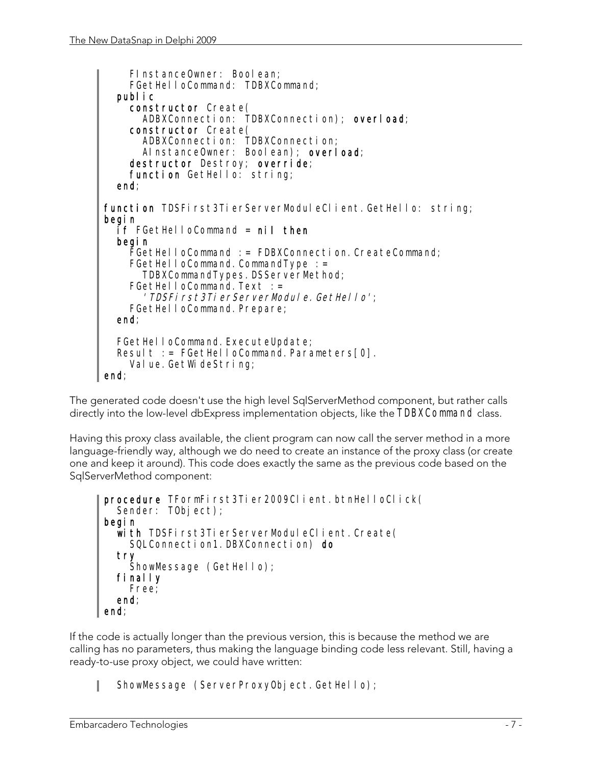```
    FInstanceOwner: Boolean;
    FGetHelloCommand: TDBXCommand;
  public
    constructor Create(
      ADBXConnection: TDBXConnection); overload;
    constructor Create(
      ADBXConnection: TDBXConnection;
      AInstanceOwner: Boolean); overload;
    destructor Destroy; override;
    function GetHello: string;
  end;

function TDSFirst3TierServerModuleClient.GetHello: string;
begin
  if FGetHelloCommand = nil then
  begin
    FGetHelloCommand := FDBXConnection.CreateCommand;
    FGetHelloCommand.CommandType :=
      TDBXCommandTypes.DSServerMethod;
    FGetHelloCommand.Text :=
      'TDSFirst3TierServerModule.GetHello';
    FGetHelloCommand.Prepare;
  end;

  FGetHelloCommand.ExecuteUpdate;
  Result := FGetHelloCommand.Parameters[0].
    Value.GetWideString;
end;
```

The generated code doesn't use the high level SqlServerMethod component, but rather calls directly into the low-level dbExpress implementation objects, like the `TDBXCommand` class.

Having this proxy class available, the client program can now call the server method in a more language-friendly way, although we do need to create an instance of the proxy class (or create one and keep it around). This code does exactly the same as the previous code based on the SqlServerMethod component:

```
procedure TFormFirst3Tier2009Client.btnHelloClick(
  Sender: TObject);
begin
  with TDSFirst3TierServerModuleClient.Create(
    SQLConnection1.DBXConnection) do
  try
    ShowMessage (GetHello);
  finally
    Free;
  end;
end;
```

If the code is actually longer than the previous version, this is because the method we are calling has no parameters, thus making the language binding code less relevant. Still, having a ready-to-use proxy object, we could have written:

```
ShowMessage (ServerProxyObject.GetHello);
```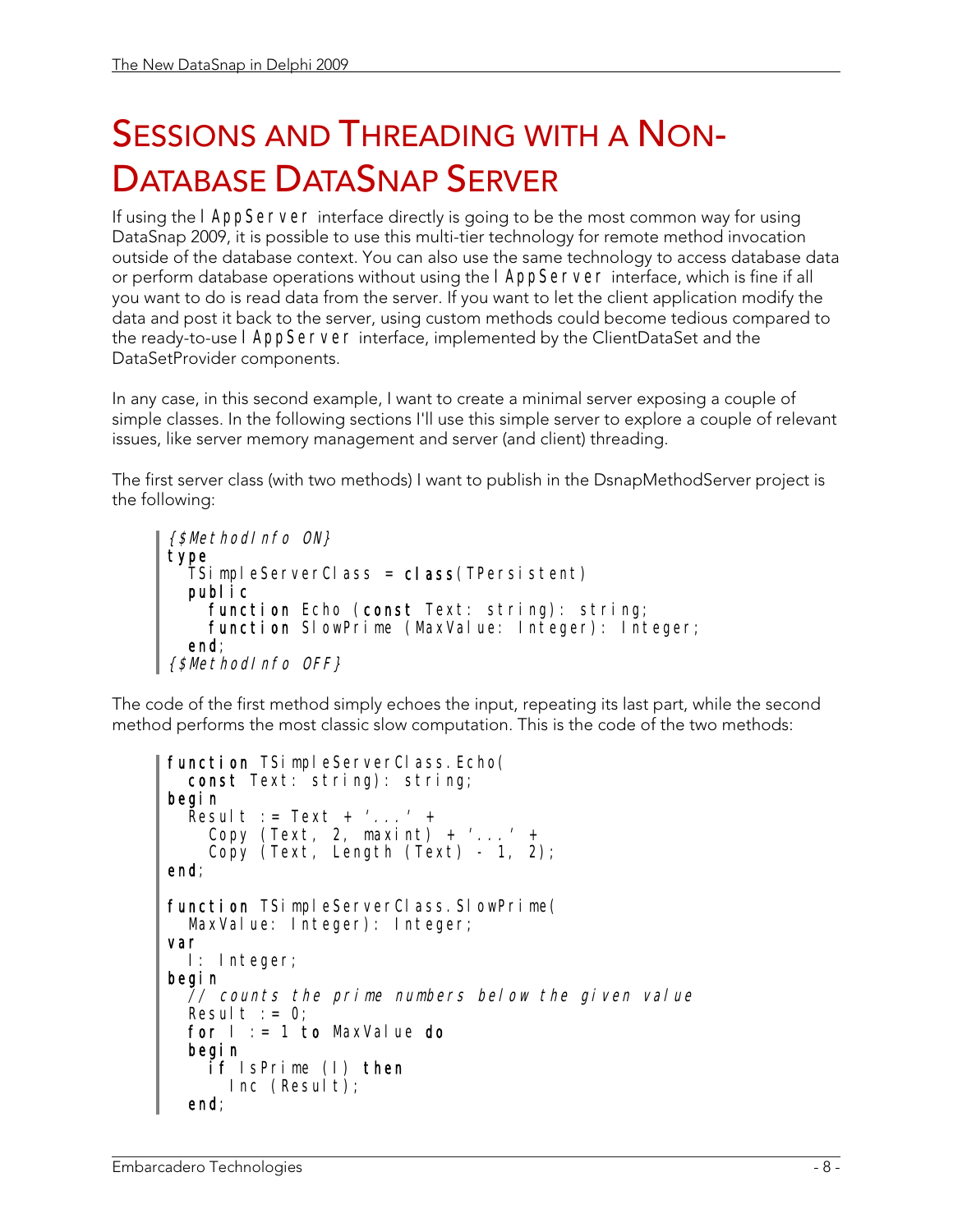# Sessions and Threading with a Non-Database DataSnap Server

If using the IAppServer interface directly is going to be the most common way for using DataSnap 2009, it is possible to use this multi-tier technology for remote method invocation outside of the database context. You can also use the same technology to access database data or perform database operations without using the IAppServer interface, which is fine if all you want to do is read data from the server. If you want to let the client application modify the data and post it back to the server, using custom methods could become tedious compared to the ready-to-use IAppServer interface, implemented by the ClientDataSet and the DataSetProvider components.

In any case, in this second example, I want to create a minimal server exposing a couple of simple classes. In the following sections I'll use this simple server to explore a couple of relevant issues, like server memory management and server (and client) threading.

The first server class (with two methods) I want to publish in the DsnapMethodServer project is the following:

```
{$MethodInfo ON}
type
  TSimpleServerClass = class(TPersistent)
  public
    function Echo (const Text: string): string;
    function SlowPrime (MaxValue: Integer): Integer;
  end;
{$MethodInfo OFF}
```

The code of the first method simply echoes the input, repeating its last part, while the second method performs the most classic slow computation. This is the code of the two methods:

```
function TSimpleServerClass.Echo(
  const Text: string): string;
begin
  Result := Text + '...' +
    Copy (Text, 2, maxint) + '...' +
    Copy (Text, Length (Text) - 1, 2);
end;

function TSimpleServerClass.SlowPrime(
  MaxValue: Integer): Integer;
var
  I: Integer;
begin
  // counts the prime numbers below the given value
  Result := 0;
  for I := 1 to MaxValue do
  begin
    if IsPrime (I) then
      Inc (Result);
  end;
```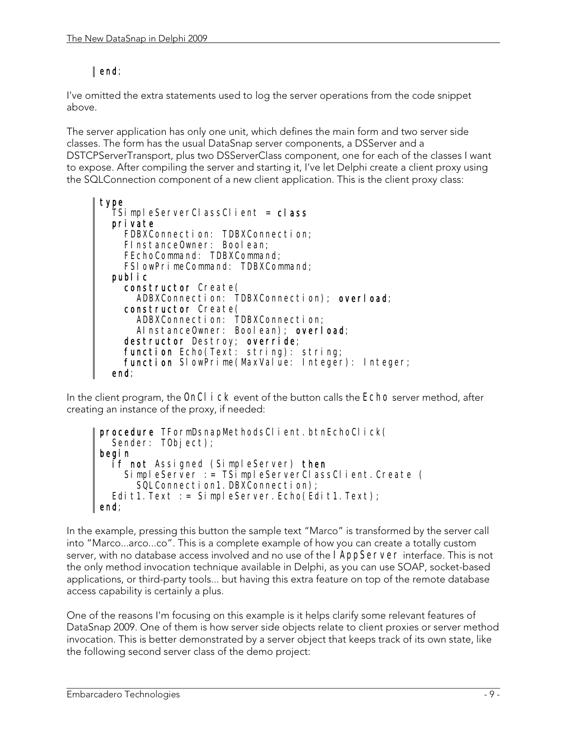```
end;
```

I've omitted the extra statements used to log the server operations from the code snippet above.

The server application has only one unit, which defines the main form and two server side classes. The form has the usual DataSnap server components, a DSServer and a DSTCPServerTransport, plus two DSServerClass component, one for each of the classes I want to expose. After compiling the server and starting it, I've let Delphi create a client proxy using the SQLConnection component of a new client application. This is the client proxy class:

```
type
  TSimpleServerClassClient = class
  private
    FDBXConnection: TDBXConnection;
    FInstanceOwner: Boolean;
    FEchoCommand: TDBXCommand;
    FSlowPrimeCommand: TDBXCommand;
  public
    constructor Create(
      ADBXConnection: TDBXConnection); overload;
    constructor Create(
      ADBXConnection: TDBXConnection;
      AInstanceOwner: Boolean); overload;
    destructor Destroy; override;
    function Echo(Text: string): string;
    function SlowPrime(MaxValue: Integer): Integer;
  end;
```

In the client program, the `OnClick` event of the button calls the `Echo` server method, after creating an instance of the proxy, if needed:

```
procedure TFormDsnapMethodsClient.btnEchoClick(
  Sender: TObject);
begin
  if not Assigned (SimpleServer) then
    SimpleServer := TSimpleServerClassClient.Create (
      SQLConnection1.DBXConnection);
  Edit1.Text := SimpleServer.Echo(Edit1.Text);
end;
```

In the example, pressing this button the sample text "Marco" is transformed by the server call into "Marco...arco...co". This is a complete example of how you can create a totally custom server, with no database access involved and no use of the `IAppServer` interface. This is not the only method invocation technique available in Delphi, as you can use SOAP, socket-based applications, or third-party tools... but having this extra feature on top of the remote database access capability is certainly a plus.

One of the reasons I'm focusing on this example is it helps clarify some relevant features of DataSnap 2009. One of them is how server side objects relate to client proxies or server method invocation. This is better demonstrated by a server object that keeps track of its own state, like the following second server class of the demo project: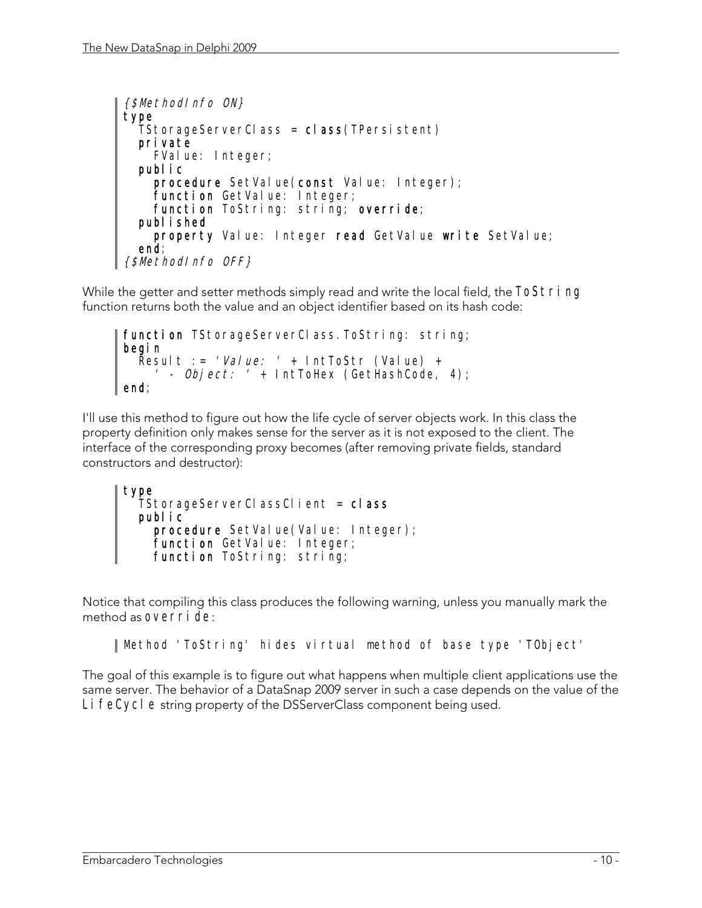```
{$MethodInfo ON}
type
  TStorageServerClass = class(TPersistent)
  private
    FValue: Integer;
  public
    procedure SetValue(const Value: Integer);
    function GetValue: Integer;
    function ToString: string; override;
  published
    property Value: Integer read GetValue write SetValue;
  end;
{$MethodInfo OFF}
```

While the getter and setter methods simply read and write the local field, the `ToString` function returns both the value and an object identifier based on its hash code:

```
function TStorageServerClass.ToString: string;
begin
  Result := 'Value: ' + IntToStr (Value) +
    ' - Object: ' + IntToHex (GetHashCode, 4);
end;
```

I'll use this method to figure out how the life cycle of server objects work. In this class the property definition only makes sense for the server as it is not exposed to the client. The interface of the corresponding proxy becomes (after removing private fields, standard constructors and destructor):

```
type
  TStorageServerClassClient = class
  public
    procedure SetValue(Value: Integer);
    function GetValue: Integer;
    function ToString: string;
```

Notice that compiling this class produces the following warning, unless you manually mark the method as `override`:

```
Method 'ToString' hides virtual method of base type 'TObject'
```

The goal of this example is to figure out what happens when multiple client applications use the same server. The behavior of a DataSnap 2009 server in such a case depends on the value of the `LifeCycle` string property of the DSServerClass component being used.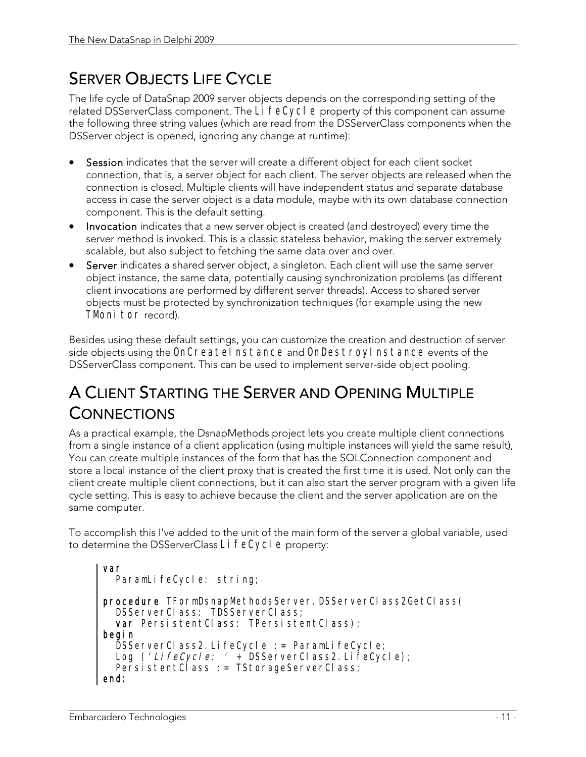## Server Objects Life Cycle

The life cycle of DataSnap 2009 server objects depends on the corresponding setting of the related DSServerClass component. The `LifeCycle` property of this component can assume the following three string values (which are read from the DSServerClass components when the DSServer object is opened, ignoring any change at runtime):

- **Session** indicates that the server will create a different object for each client socket connection, that is, a server object for each client. The server objects are released when the connection is closed. Multiple clients will have independent status and separate database access in case the server object is a data module, maybe with its own database connection component. This is the default setting.
- **Invocation** indicates that a new server object is created (and destroyed) every time the server method is invoked. This is a classic stateless behavior, making the server extremely scalable, but also subject to fetching the same data over and over.
- **Server** indicates a shared server object, a singleton. Each client will use the same server object instance, the same data, potentially causing synchronization problems (as different client invocations are performed by different server threads). Access to shared server objects must be protected by synchronization techniques (for example using the new `TMonitor` record).

Besides using these default settings, you can customize the creation and destruction of server side objects using the `OnCreateInstance` and `OnDestroyInstance` events of the DSServerClass component. This can be used to implement server-side object pooling.

## A Client Starting the Server and Opening Multiple Connections

As a practical example, the DsnapMethods project lets you create multiple client connections from a single instance of a client application (using multiple instances will yield the same result), You can create multiple instances of the form that has the SQLConnection component and store a local instance of the client proxy that is created the first time it is used. Not only can the client create multiple client connections, but it can also start the server program with a given life cycle setting. This is easy to achieve because the client and the server application are on the same computer.

To accomplish this I've added to the unit of the main form of the server a global variable, used to determine the DSServerClass `LifeCycle` property:

```
var
  ParamLifeCycle: string;

procedure TFormDsnapMethodsServer.DSServerClass2GetClass(
  DSServerClass: TDSServerClass;
  var PersistentClass: TPersistentClass);
begin
  DSServerClass2.LifeCycle := ParamLifeCycle;
  Log ('LifeCycle: ' + DSServerClass2.LifeCycle);
  PersistentClass := TStorageServerClass;
end;
```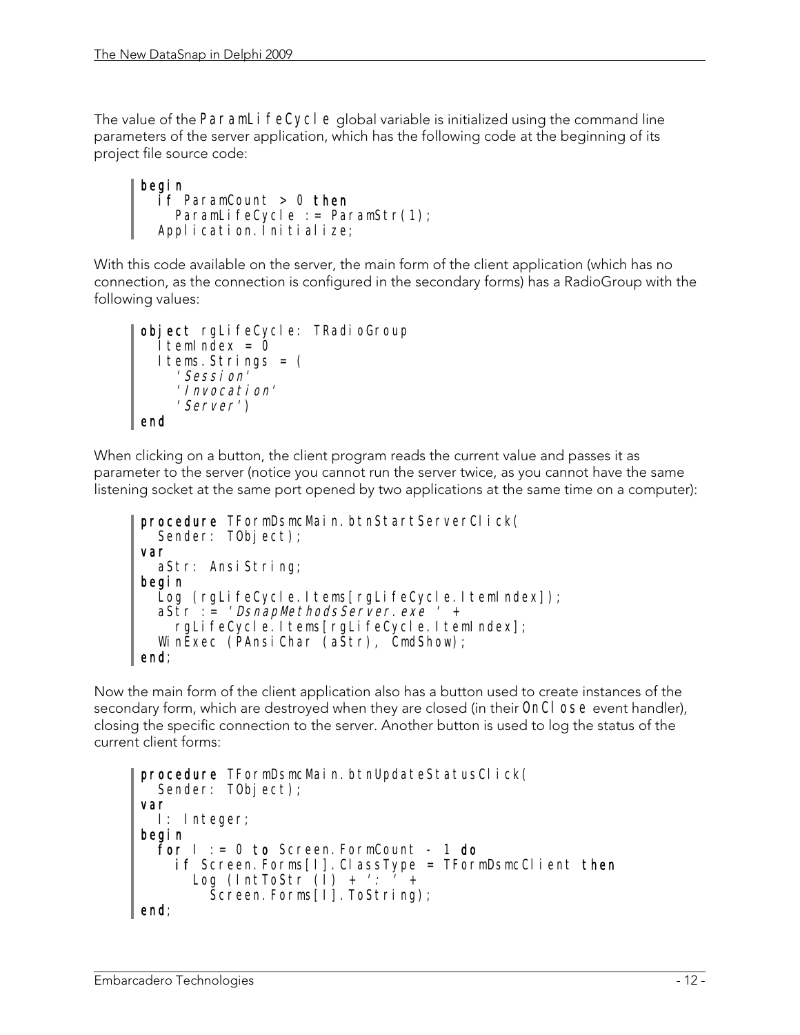The value of the `ParamLifeCycle` global variable is initialized using the command line parameters of the server application, which has the following code at the beginning of its project file source code:

```
begin
  if ParamCount > 0 then
    ParamLifeCycle := ParamStr(1);
  Application.Initialize;
```

With this code available on the server, the main form of the client application (which has no connection, as the connection is configured in the secondary forms) has a RadioGroup with the following values:

```
object rgLifeCycle: TRadioGroup
  ItemIndex = 0
  Items.Strings = (
    'Session'
    'Invocation'
    'Server')
end
```

When clicking on a button, the client program reads the current value and passes it as parameter to the server (notice you cannot run the server twice, as you cannot have the same listening socket at the same port opened by two applications at the same time on a computer):

```
procedure TFormDsmcMain.btnStartServerClick(
  Sender: TObject);
var
  aStr: AnsiString;
begin
  Log (rgLifeCycle.Items[rgLifeCycle.ItemIndex]);
  aStr := 'DsnapMethodsServer.exe ' +
    rgLifeCycle.Items[rgLifeCycle.ItemIndex];
  WinExec (PAnsiChar (aStr), CmdShow);
end;
```

Now the main form of the client application also has a button used to create instances of the secondary form, which are destroyed when they are closed (in their `OnClose` event handler), closing the specific connection to the server. Another button is used to log the status of the current client forms:

```
procedure TFormDsmcMain.btnUpdateStatusClick(
  Sender: TObject);
var
  I: Integer;
begin
  for I := 0 to Screen.FormCount - 1 do
    if Screen.Forms[I].ClassType = TFormDsmcClient then
      Log (IntToStr (I) + ': ' +
        Screen.Forms[I].ToString);
end;
```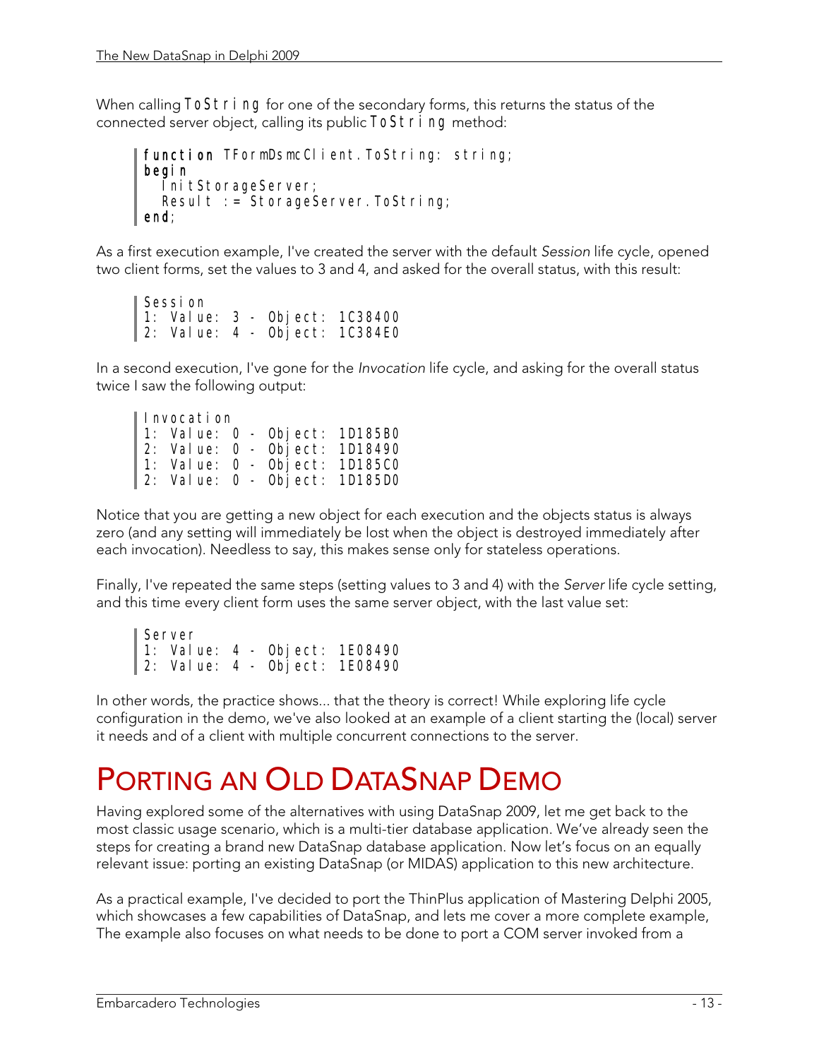When calling `ToString` for one of the secondary forms, this returns the status of the connected server object, calling its public `ToString` method:

```
function TFormDsmcClient.ToString: string;
begin
  InitStorageServer;
  Result := StorageServer.ToString;
end;
```

As a first execution example, I've created the server with the default *Session* life cycle, opened two client forms, set the values to 3 and 4, and asked for the overall status, with this result:

```
Session
1: Value: 3 - Object: 1C38400
2: Value: 4 - Object: 1C384E0
```

In a second execution, I've gone for the *Invocation* life cycle, and asking for the overall status twice I saw the following output:

```
Invocation
1: Value: 0 - Object: 1D185B0
2: Value: 0 - Object: 1D18490
1: Value: 0 - Object: 1D185C0
2: Value: 0 - Object: 1D185D0
```

Notice that you are getting a new object for each execution and the objects status is always zero (and any setting will immediately be lost when the object is destroyed immediately after each invocation). Needless to say, this makes sense only for stateless operations.

Finally, I've repeated the same steps (setting values to 3 and 4) with the *Server* life cycle setting, and this time every client form uses the same server object, with the last value set:

```
Server
1: Value: 4 - Object: 1E08490
2: Value: 4 - Object: 1E08490
```

In other words, the practice shows... that the theory is correct! While exploring life cycle configuration in the demo, we've also looked at an example of a client starting the (local) server it needs and of a client with multiple concurrent connections to the server.

# Porting an Old DataSnap Demo

Having explored some of the alternatives with using DataSnap 2009, let me get back to the most classic usage scenario, which is a multi-tier database application. We've already seen the steps for creating a brand new DataSnap database application. Now let's focus on an equally relevant issue: porting an existing DataSnap (or MIDAS) application to this new architecture.

As a practical example, I've decided to port the ThinPlus application of Mastering Delphi 2005, which showcases a few capabilities of DataSnap, and lets me cover a more complete example, The example also focuses on what needs to be done to port a COM server invoked from a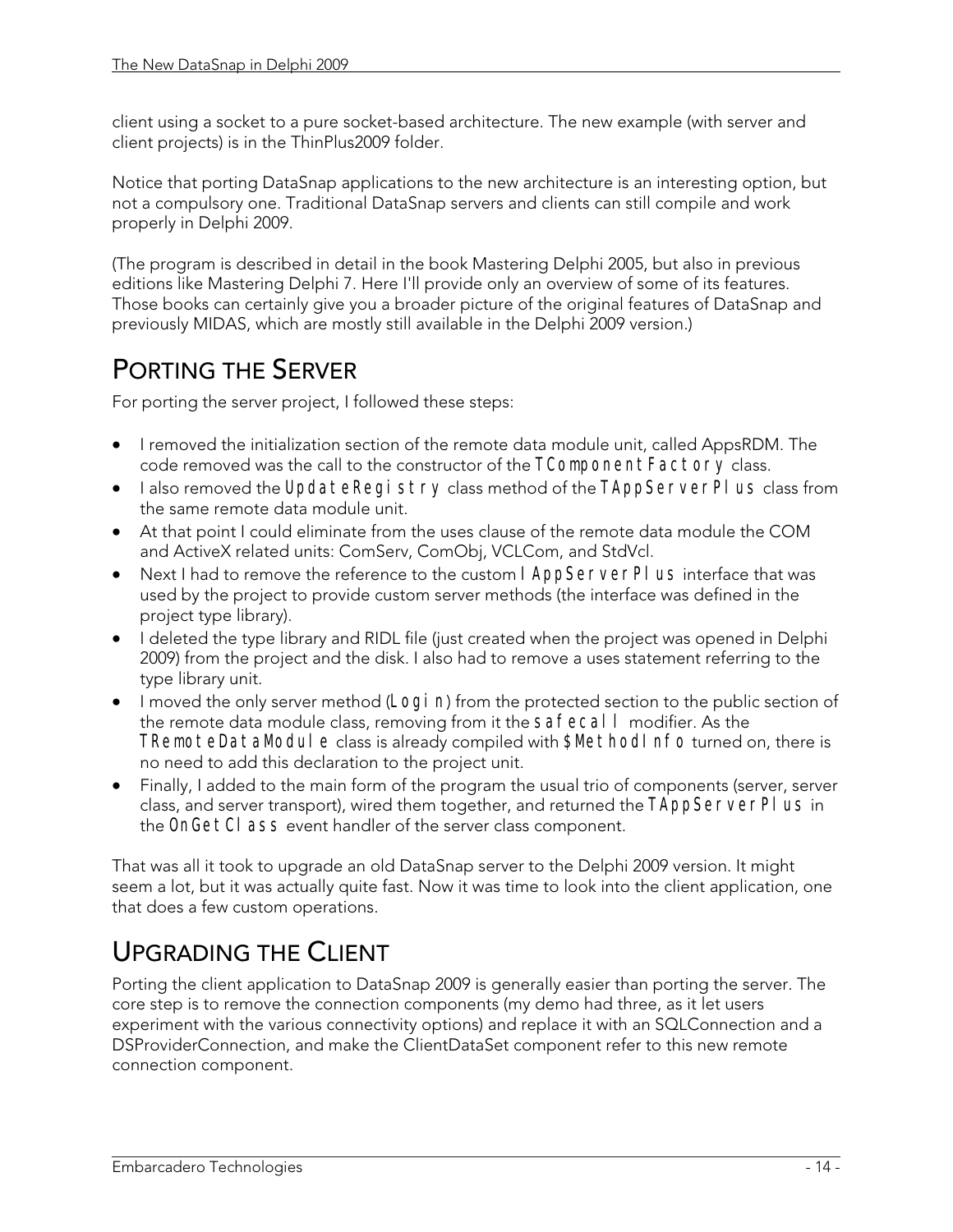client using a socket to a pure socket-based architecture. The new example (with server and client projects) is in the ThinPlus2009 folder.

Notice that porting DataSnap applications to the new architecture is an interesting option, but not a compulsory one. Traditional DataSnap servers and clients can still compile and work properly in Delphi 2009.

(The program is described in detail in the book Mastering Delphi 2005, but also in previous editions like Mastering Delphi 7. Here I'll provide only an overview of some of its features. Those books can certainly give you a broader picture of the original features of DataSnap and previously MIDAS, which are mostly still available in the Delphi 2009 version.)

## Porting the Server

For porting the server project, I followed these steps:

- I removed the initialization section of the remote data module unit, called AppsRDM. The code removed was the call to the constructor of the `TComponentFactory` class.
- I also removed the `UpdateRegistry` class method of the `TAppServerPlus` class from the same remote data module unit.
- At that point I could eliminate from the uses clause of the remote data module the COM and ActiveX related units: ComServ, ComObj, VCLCom, and StdVcl.
- Next I had to remove the reference to the custom `IAppServerPlus` interface that was used by the project to provide custom server methods (the interface was defined in the project type library).
- I deleted the type library and RIDL file (just created when the project was opened in Delphi 2009) from the project and the disk. I also had to remove a uses statement referring to the type library unit.
- I moved the only server method (`Login`) from the protected section to the public section of the remote data module class, removing from it the `safecall` modifier. As the `TRemoteDataModule` class is already compiled with `$MethodInfo` turned on, there is no need to add this declaration to the project unit.
- Finally, I added to the main form of the program the usual trio of components (server, server class, and server transport), wired them together, and returned the `TAppServerPlus` in the `OnGetClass` event handler of the server class component.

That was all it took to upgrade an old DataSnap server to the Delphi 2009 version. It might seem a lot, but it was actually quite fast. Now it was time to look into the client application, one that does a few custom operations.

## Upgrading the Client

Porting the client application to DataSnap 2009 is generally easier than porting the server. The core step is to remove the connection components (my demo had three, as it let users experiment with the various connectivity options) and replace it with an SQLConnection and a DSProviderConnection, and make the ClientDataSet component refer to this new remote connection component.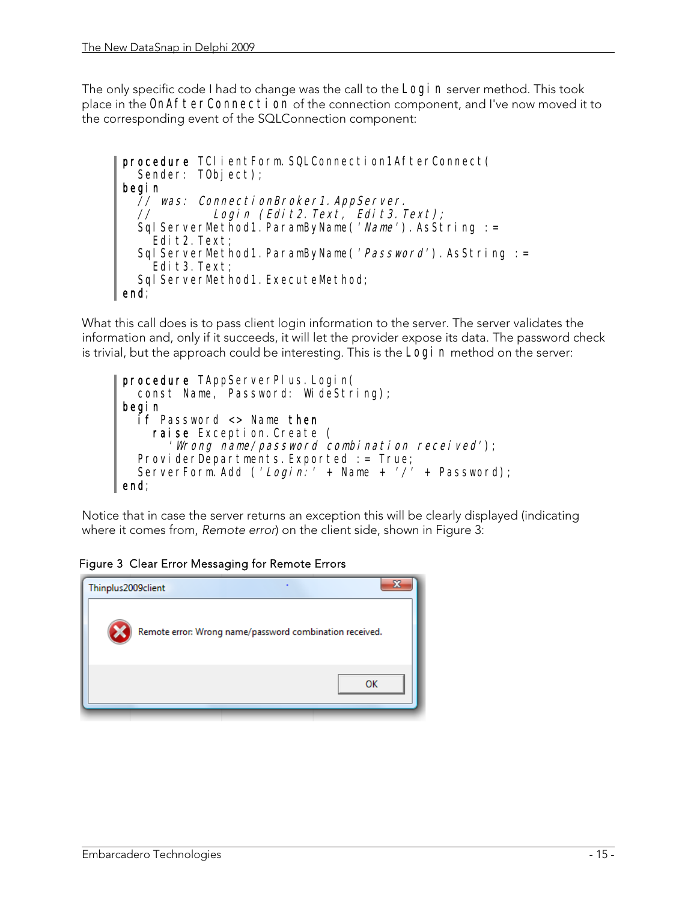The only specific code I had to change was the call to the `Login` server method. This took place in the `OnAfterConnection` of the connection component, and I've now moved it to the corresponding event of the SQLConnection component:

```
procedure TClientForm.SQLConnection1AfterConnect(
  Sender: TObject);
begin
  // was: ConnectionBroker1.AppServer.
  //        Login (Edit2.Text, Edit3.Text);
  SqlServerMethod1.ParamByName('Name').AsString :=
    Edit2.Text;
  SqlServerMethod1.ParamByName('Password').AsString :=
    Edit3.Text;
  SqlServerMethod1.ExecuteMethod;
end;
```

What this call does is to pass client login information to the server. The server validates the information and, only if it succeeds, it will let the provider expose its data. The password check is trivial, but the approach could be interesting. This is the `Login` method on the server:

```
procedure TAppServerPlus.Login(
  const Name, Password: WideString);
begin
  if Password <> Name then
    raise Exception.Create (
      'Wrong name/password combination received');
  ProviderDepartments.Exported := True;
  ServerForm.Add ('Login:' + Name + '/' + Password);
end;
```

Notice that in case the server returns an exception this will be clearly displayed (indicating where it comes from, *Remote error*) on the client side, shown in Figure 3:

Figure 3 Clear Error Messaging for Remote Errors

Thinplus2009client

Remote error: Wrong name/password combination received.

OK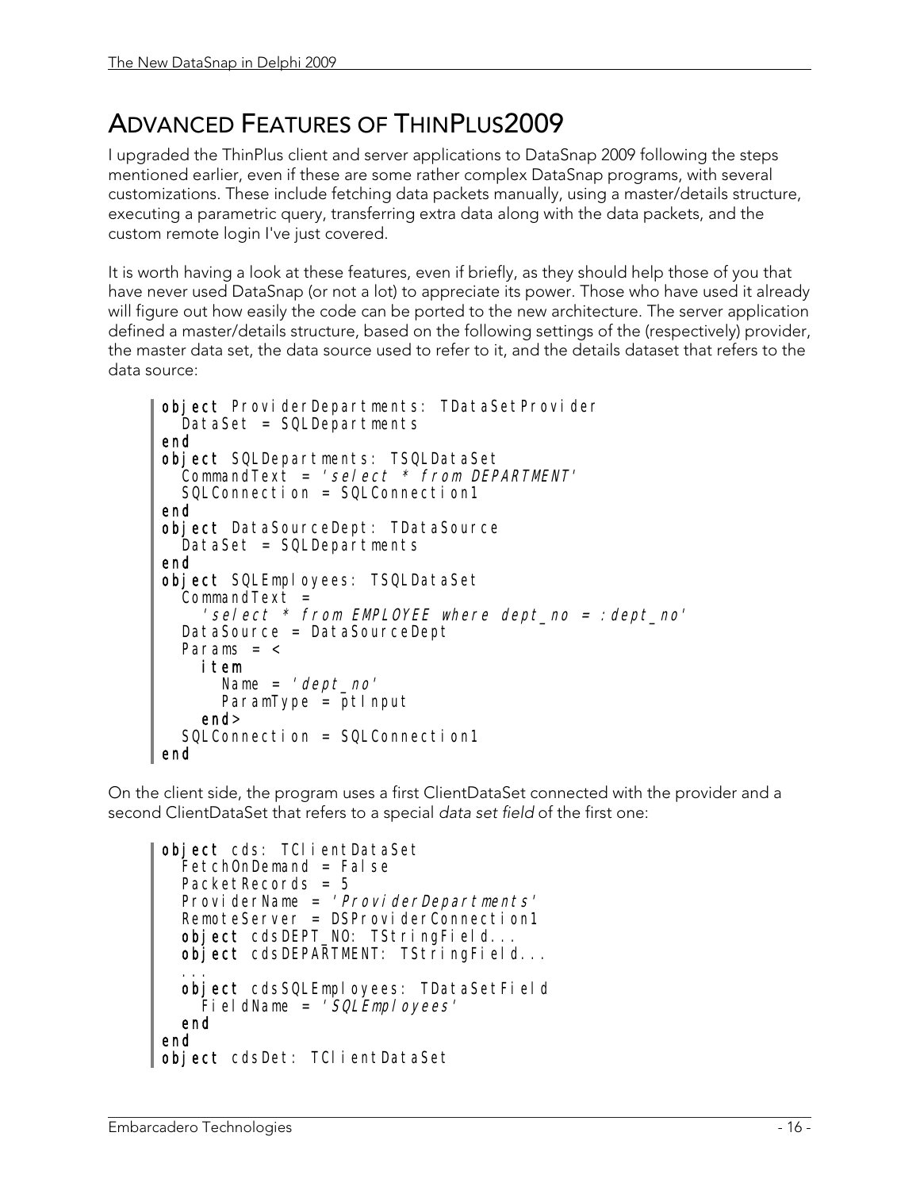# Advanced Features of ThinPlus2009

I upgraded the ThinPlus client and server applications to DataSnap 2009 following the steps mentioned earlier, even if these are some rather complex DataSnap programs, with several customizations. These include fetching data packets manually, using a master/details structure, executing a parametric query, transferring extra data along with the data packets, and the custom remote login I've just covered.

It is worth having a look at these features, even if briefly, as they should help those of you that have never used DataSnap (or not a lot) to appreciate its power. Those who have used it already will figure out how easily the code can be ported to the new architecture. The server application defined a master/details structure, based on the following settings of the (respectively) provider, the master data set, the data source used to refer to it, and the details dataset that refers to the data source:

```
object ProviderDepartments: TDataSetProvider
  DataSet = SQLDepartments
end
object SQLDepartments: TSQLDataSet
  CommandText = 'select * from DEPARTMENT'
  SQLConnection = SQLConnection1
end
object DataSourceDept: TDataSource
  DataSet = SQLDepartments
end
object SQLEmployees: TSQLDataSet
  CommandText =
    'select * from EMPLOYEE where dept_no = :dept_no'
  DataSource = DataSourceDept
  Params = <
    item
      Name = 'dept_no'
      ParamType = ptInput
    end>
  SQLConnection = SQLConnection1
end
```

On the client side, the program uses a first ClientDataSet connected with the provider and a second ClientDataSet that refers to a special *data set field* of the first one:

```
object cds: TClientDataSet
  FetchOnDemand = False
  PacketRecords = 5
  ProviderName = 'ProviderDepartments'
  RemoteServer = DSProviderConnection1
  object cdsDEPT_NO: TStringField...
  object cdsDEPARTMENT: TStringField...
  ...
  object cdsSQLEmployees: TDataSetField
    FieldName = 'SQLEmployees'
  end
end
object cdsDet: TClientDataSet
```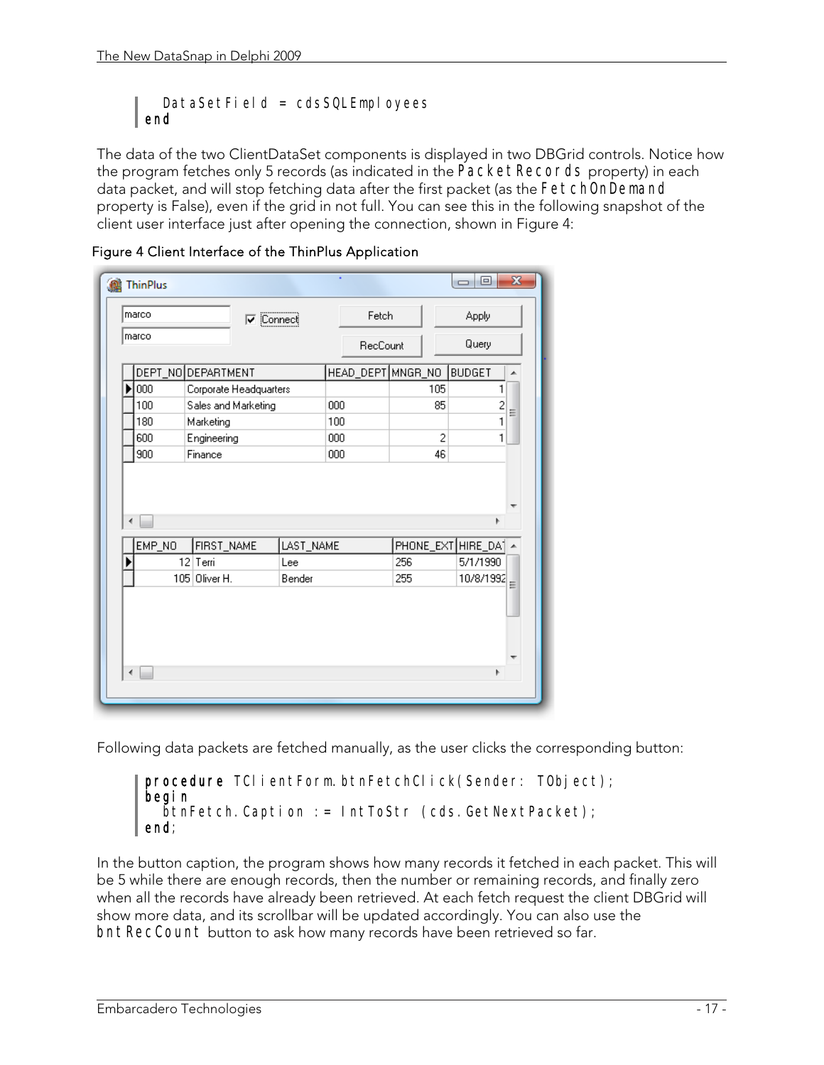```
  DataSetField = cdsSQLEmployees
end
```

The data of the two ClientDataSet components is displayed in two DBGrid controls. Notice how the program fetches only 5 records (as indicated in the `PacketRecords` property) in each data packet, and will stop fetching data after the first packet (as the `FetchOnDemand` property is False), even if the grid in not full. You can see this in the following snapshot of the client user interface just after opening the connection, shown in Figure 4:

Figure 4 Client Interface of the ThinPlus Application

Following data packets are fetched manually, as the user clicks the corresponding button:

```
procedure TClientForm.btnFetchClick(Sender: TObject);
begin
  btnFetch.Caption := IntToStr (cds.GetNextPacket);
end;
```

In the button caption, the program shows how many records it fetched in each packet. This will be 5 while there are enough records, then the number or remaining records, and finally zero when all the records have already been retrieved. At each fetch request the client DBGrid will show more data, and its scrollbar will be updated accordingly. You can also use the `bntRecCount` button to ask how many records have been retrieved so far.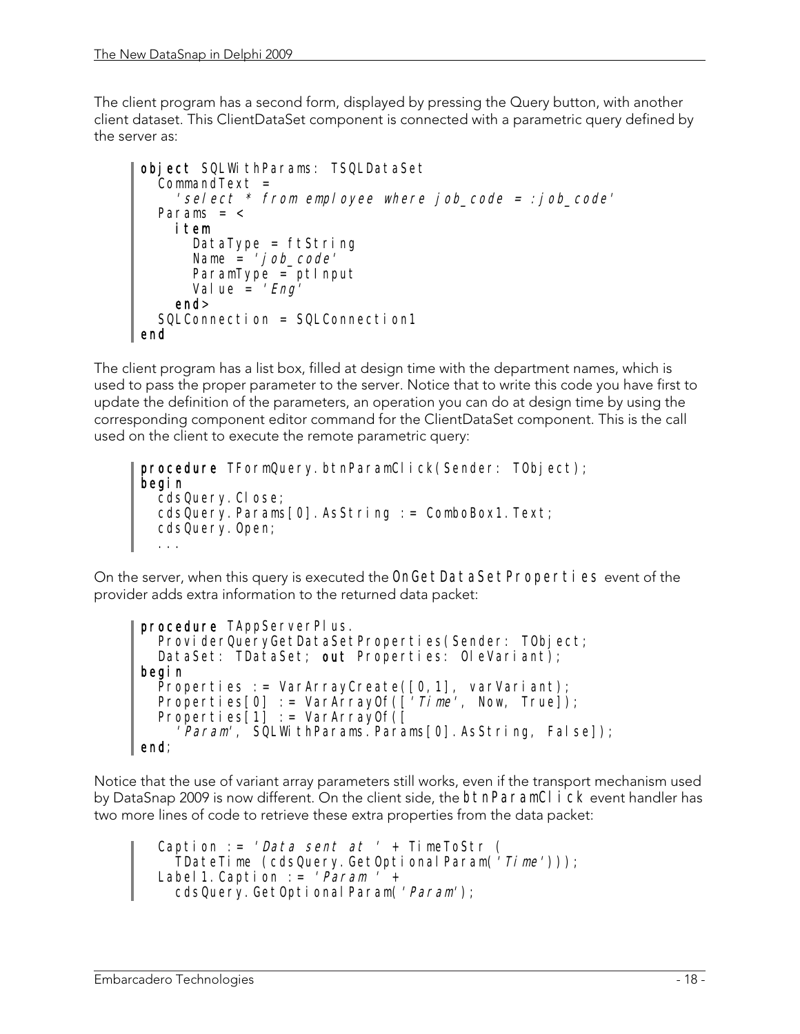The client program has a second form, displayed by pressing the Query button, with another client dataset. This ClientDataSet component is connected with a parametric query defined by the server as:

```
object SQLWithParams: TSQLDataSet
  CommandText =
    'select * from employee where job_code = :job_code'
  Params = <
    item
      DataType = ftString
      Name = 'job_code'
      ParamType = ptInput
      Value = 'Eng'
    end>
  SQLConnection = SQLConnection1
end
```

The client program has a list box, filled at design time with the department names, which is used to pass the proper parameter to the server. Notice that to write this code you have first to update the definition of the parameters, an operation you can do at design time by using the corresponding component editor command for the ClientDataSet component. This is the call used on the client to execute the remote parametric query:

```
procedure TFormQuery.btnParamClick(Sender: TObject);
begin
  cdsQuery.Close;
  cdsQuery.Params[0].AsString := ComboBox1.Text;
  cdsQuery.Open;
  ...
```

On the server, when this query is executed the `OnGetDataSetProperties` event of the provider adds extra information to the returned data packet:

```
procedure TAppServerPlus.
  ProviderQueryGetDataSetProperties(Sender: TObject;
  DataSet: TDataSet; out Properties: OleVariant);
begin
  Properties := VarArrayCreate([0,1], varVariant);
  Properties[0] := VarArrayOf(['Time', Now, True]);
  Properties[1] := VarArrayOf([
    'Param', SQLWithParams.Params[0].AsString, False]);
end;
```

Notice that the use of variant array parameters still works, even if the transport mechanism used by DataSnap 2009 is now different. On the client side, the `btnParamClick` event handler has two more lines of code to retrieve these extra properties from the data packet:

```
  Caption := 'Data sent at ' + TimeToStr (
    TDateTime (cdsQuery.GetOptionalParam('Time')));
  Label1.Caption := 'Param ' +
    cdsQuery.GetOptionalParam('Param');
```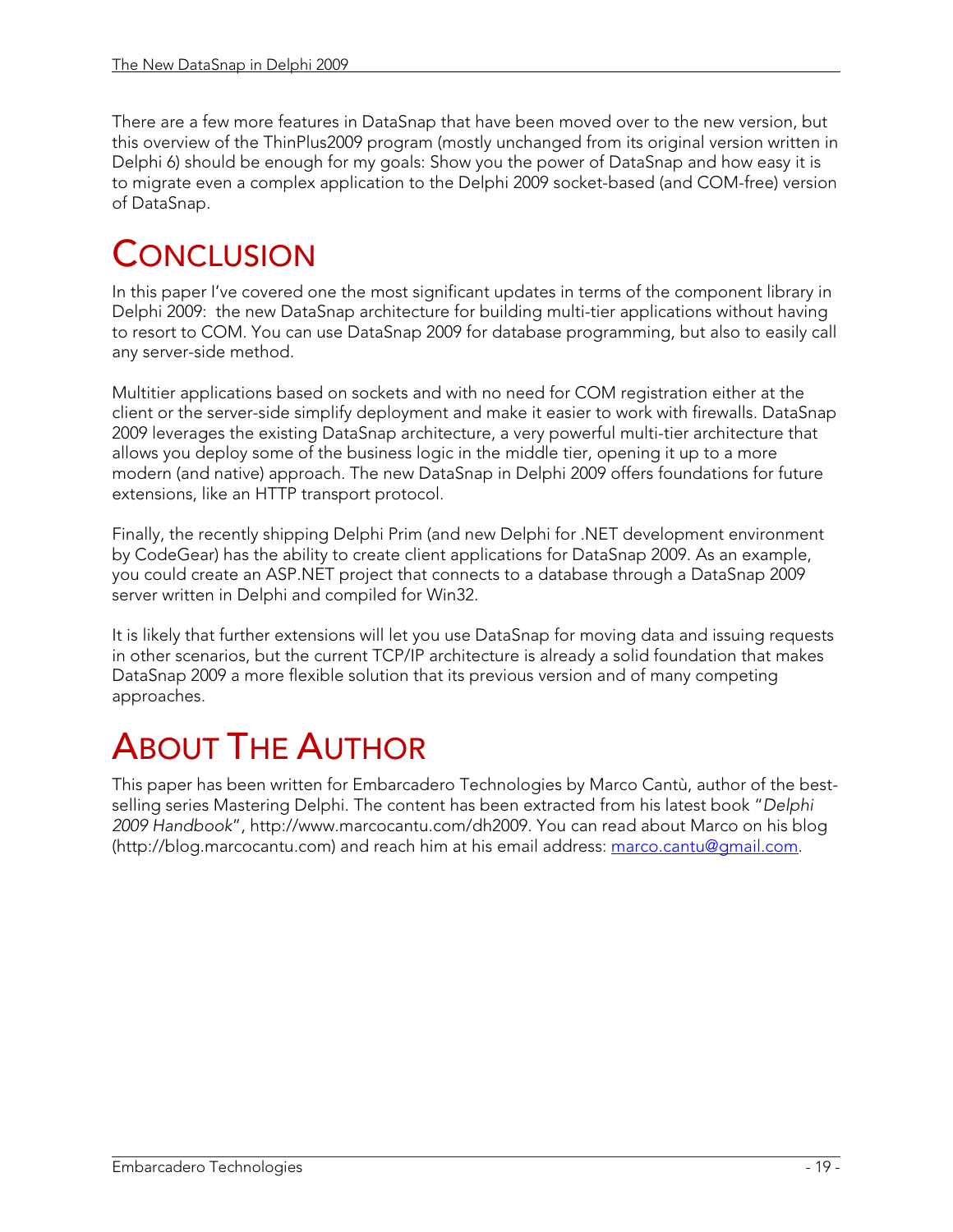There are a few more features in DataSnap that have been moved over to the new version, but this overview of the ThinPlus2009 program (mostly unchanged from its original version written in Delphi 6) should be enough for my goals: Show you the power of DataSnap and how easy it is to migrate even a complex application to the Delphi 2009 socket-based (and COM-free) version of DataSnap.

# CONCLUSION

In this paper I've covered one the most significant updates in terms of the component library in Delphi 2009: the new DataSnap architecture for building multi-tier applications without having to resort to COM. You can use DataSnap 2009 for database programming, but also to easily call any server-side method.

Multitier applications based on sockets and with no need for COM registration either at the client or the server-side simplify deployment and make it easier to work with firewalls. DataSnap 2009 leverages the existing DataSnap architecture, a very powerful multi-tier architecture that allows you deploy some of the business logic in the middle tier, opening it up to a more modern (and native) approach. The new DataSnap in Delphi 2009 offers foundations for future extensions, like an HTTP transport protocol.

Finally, the recently shipping Delphi Prim (and new Delphi for .NET development environment by CodeGear) has the ability to create client applications for DataSnap 2009. As an example, you could create an ASP.NET project that connects to a database through a DataSnap 2009 server written in Delphi and compiled for Win32.

It is likely that further extensions will let you use DataSnap for moving data and issuing requests in other scenarios, but the current TCP/IP architecture is already a solid foundation that makes DataSnap 2009 a more flexible solution that its previous version and of many competing approaches.

# ABOUT THE AUTHOR

This paper has been written for Embarcadero Technologies by Marco Cantù, author of the best-selling series Mastering Delphi. The content has been extracted from his latest book "*Delphi 2009 Handbook*", http://www.marcocantu.com/dh2009. You can read about Marco on his blog (http://blog.marcocantu.com) and reach him at his email address: marco.cantu@gmail.com.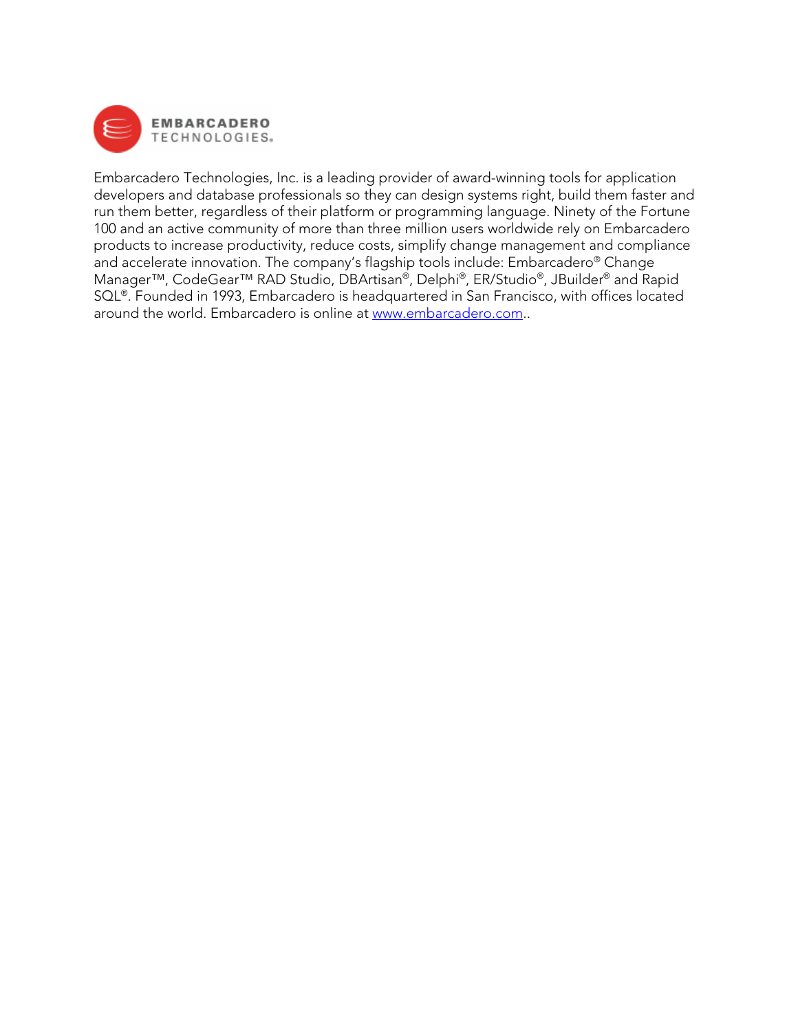Embarcadero Technologies, Inc. is a leading provider of award-winning tools for application developers and database professionals so they can design systems right, build them faster and run them better, regardless of their platform or programming language. Ninety of the Fortune 100 and an active community of more than three million users worldwide rely on Embarcadero products to increase productivity, reduce costs, simplify change management and compliance and accelerate innovation. The company's flagship tools include: Embarcadero® Change Manager™, CodeGear™ RAD Studio, DBArtisan®, Delphi®, ER/Studio®, JBuilder® and Rapid SQL®. Founded in 1993, Embarcadero is headquartered in San Francisco, with offices located around the world. Embarcadero is online at [www.embarcadero.com](http://www.embarcadero.com)..